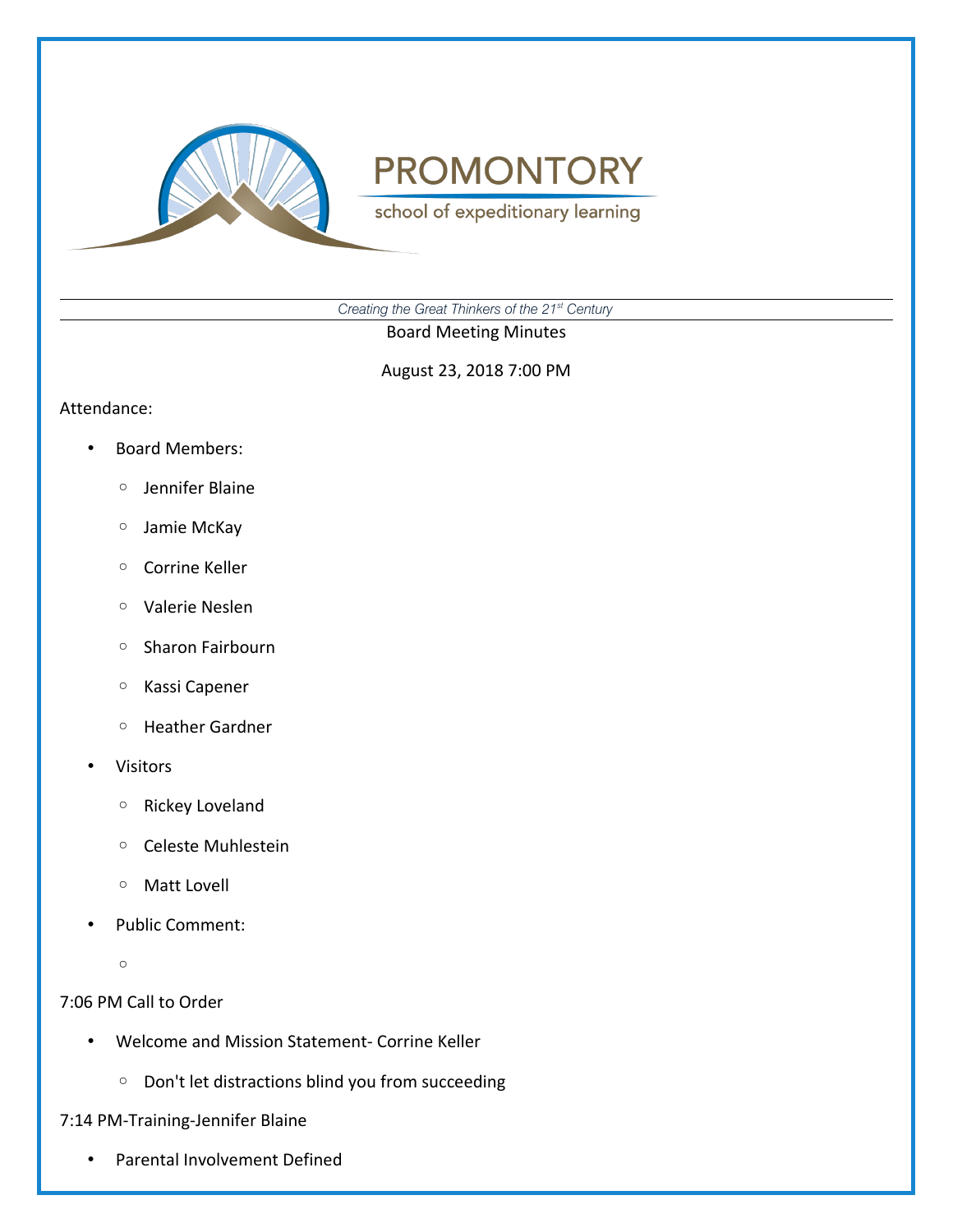# PROMONTORY

school of expeditionary learning

*Creating the Great Thinkers of the 21st Century*

Board Meeting Minutes

August 23, 2018 7:00 PM

Attendance:

- Board Members:
  - Jennifer Blaine
  - Jamie McKay
  - Corrine Keller
  - Valerie Neslen
  - Sharon Fairbourn
  - Kassi Capener
  - Heather Gardner
- Visitors
  - Rickey Loveland
  - Celeste Muhlestein
  - Matt Lovell
- Public Comment:
  -

7:06 PM Call to Order

- Welcome and Mission Statement- Corrine Keller
  - Don't let distractions blind you from succeeding

7:14 PM-Training-Jennifer Blaine

- Parental Involvement Defined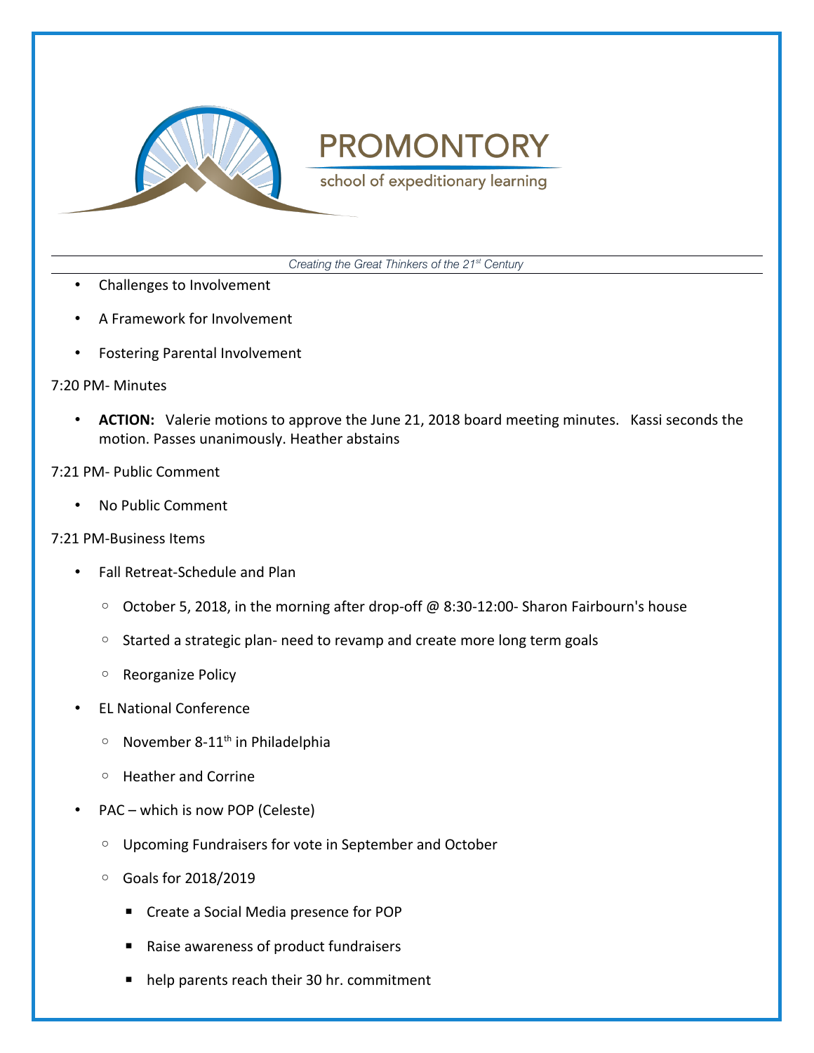- Challenges to Involvement
- A Framework for Involvement
- Fostering Parental Involvement

7:20 PM- Minutes

- **ACTION:** Valerie motions to approve the June 21, 2018 board meeting minutes. Kassi seconds the motion. Passes unanimously. Heather abstains

7:21 PM- Public Comment

- No Public Comment

7:21 PM-Business Items

- Fall Retreat-Schedule and Plan
  - October 5, 2018, in the morning after drop-off @ 8:30-12:00- Sharon Fairbourn's house
  - Started a strategic plan- need to revamp and create more long term goals
  - Reorganize Policy
- EL National Conference
  - November 8-11th in Philadelphia
  - Heather and Corrine
- PAC – which is now POP (Celeste)
  - Upcoming Fundraisers for vote in September and October
  - Goals for 2018/2019
    - Create a Social Media presence for POP
    - Raise awareness of product fundraisers
    - help parents reach their 30 hr. commitment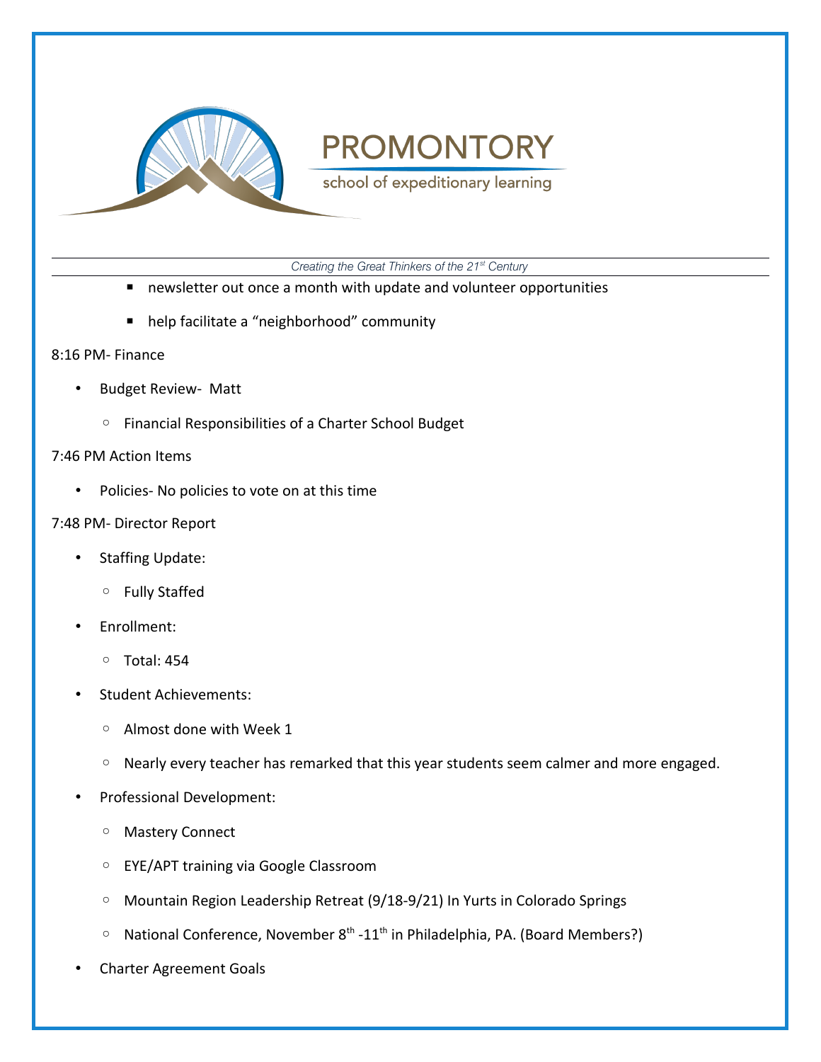- newsletter out once a month with update and volunteer opportunities
- help facilitate a "neighborhood" community

8:16 PM- Finance

- Budget Review- Matt
  - Financial Responsibilities of a Charter School Budget

7:46 PM Action Items

- Policies- No policies to vote on at this time

7:48 PM- Director Report

- Staffing Update:
  - Fully Staffed
- Enrollment:
  - Total: 454
- Student Achievements:
  - Almost done with Week 1
  - Nearly every teacher has remarked that this year students seem calmer and more engaged.
- Professional Development:
  - Mastery Connect
  - EYE/APT training via Google Classroom
  - Mountain Region Leadership Retreat (9/18-9/21) In Yurts in Colorado Springs
  - National Conference, November 8th -11th in Philadelphia, PA. (Board Members?)
- Charter Agreement Goals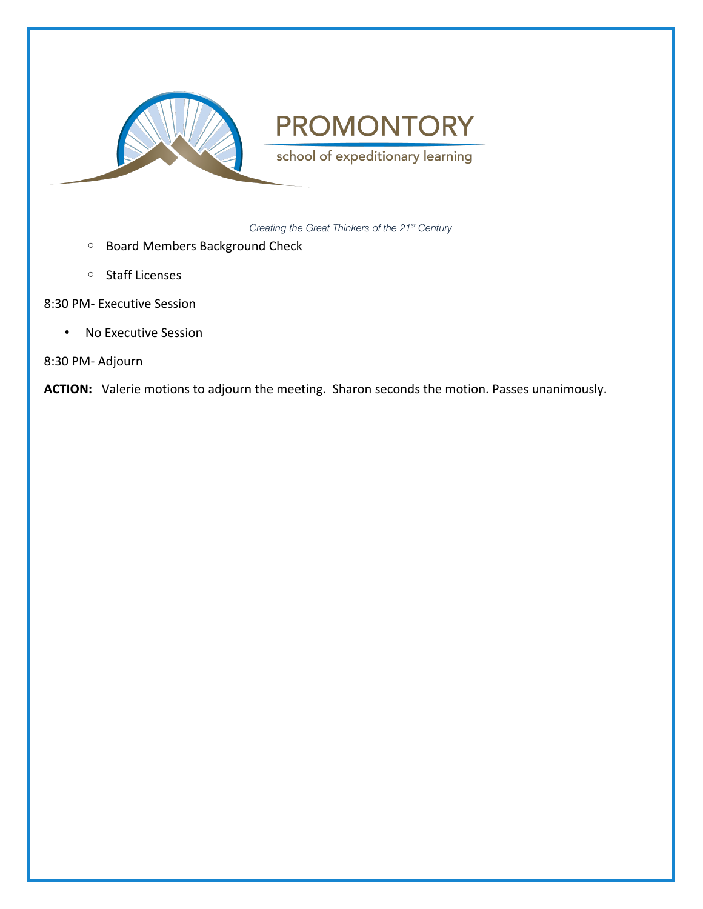- Board Members Background Check
- Staff Licenses

8:30 PM- Executive Session

- No Executive Session

8:30 PM- Adjourn

**ACTION:** Valerie motions to adjourn the meeting. Sharon seconds the motion. Passes unanimously.